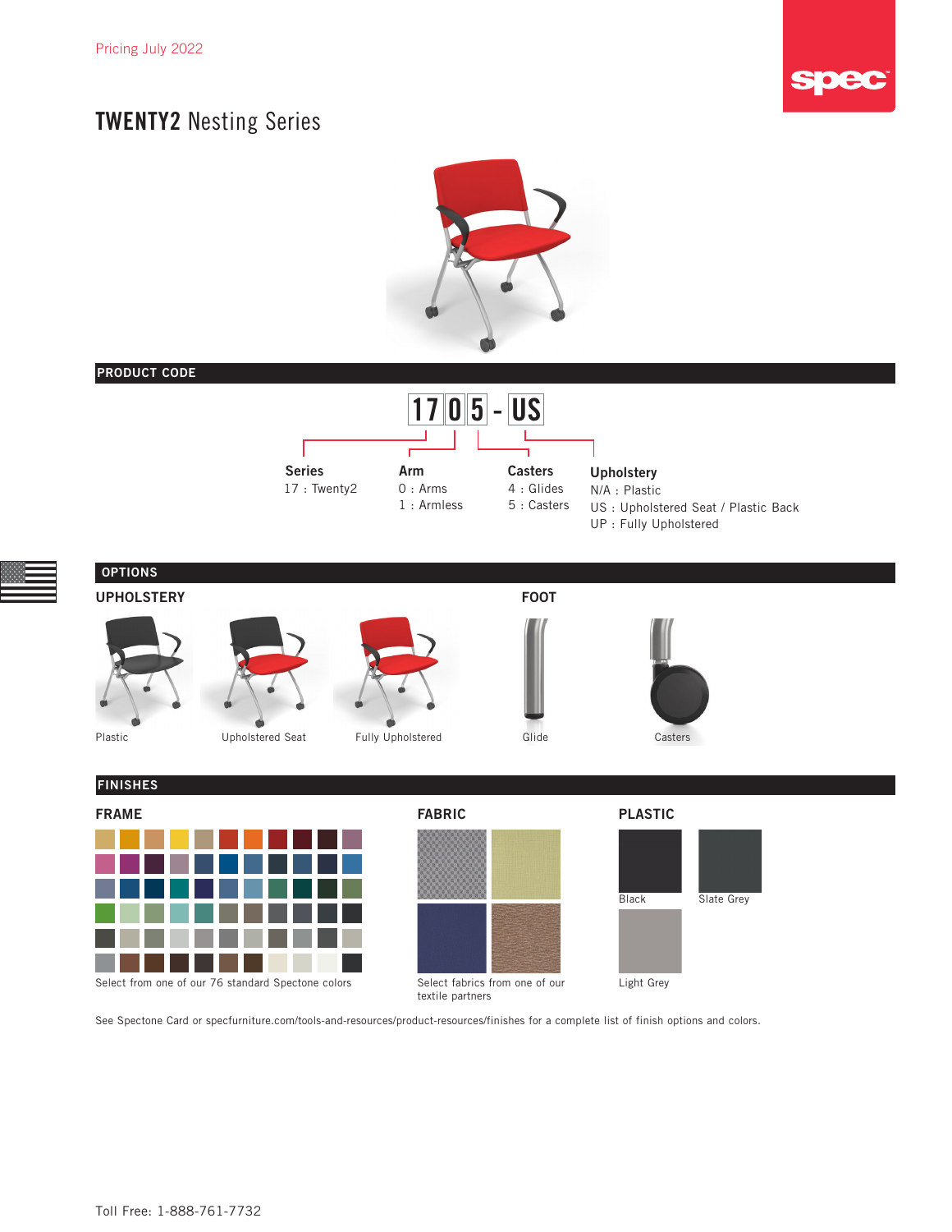Pricing July 2022

# TWENTY2 Nesting Series

## PRODUCT CODE

**17 0 5 - US**

**Series**
17 : Twenty2

**Arm**
0 : Arms
1 : Armless

**Casters**
4 : Glides
5 : Casters

**Upholstery**
N/A : Plastic
US : Upholstered Seat / Plastic Back
UP : Fully Upholstered

## OPTIONS

### UPHOLSTERY

Plastic

Upholstered Seat

Fully Upholstered

### FOOT

Glide

Casters

## FINISHES

### FRAME

Select from one of our 76 standard Spectone colors

### FABRIC

Select fabrics from one of our textile partners

### PLASTIC

Black

Slate Grey

Light Grey

See Spectone Card or specfurniture.com/tools-and-resources/product-resources/finishes for a complete list of finish options and colors.

Toll Free: 1-888-761-7732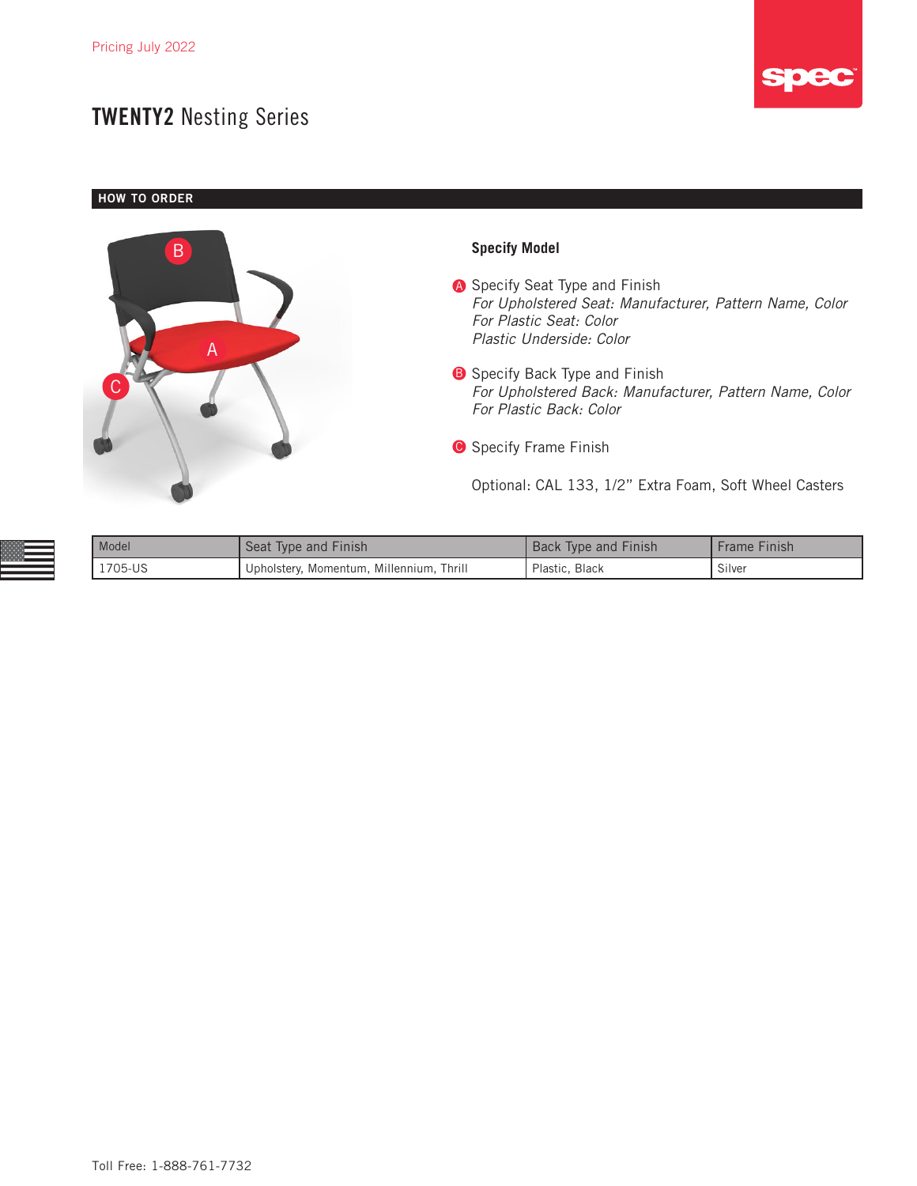Pricing July 2022

# **TWENTY2** Nesting Series

## HOW TO ORDER

**Specify Model**

A Specify Seat Type and Finish
*For Upholstered Seat: Manufacturer, Pattern Name, Color*
*For Plastic Seat: Color*
*Plastic Underside: Color*

B Specify Back Type and Finish
*For Upholstered Back: Manufacturer, Pattern Name, Color*
*For Plastic Back: Color*

C Specify Frame Finish

Optional: CAL 133, 1/2" Extra Foam, Soft Wheel Casters

| Model | Seat Type and Finish | Back Type and Finish | Frame Finish |
|---|---|---|---|
| 1705-US | Upholstery, Momentum, Millennium, Thrill | Plastic, Black | Silver |

Toll Free: 1-888-761-7732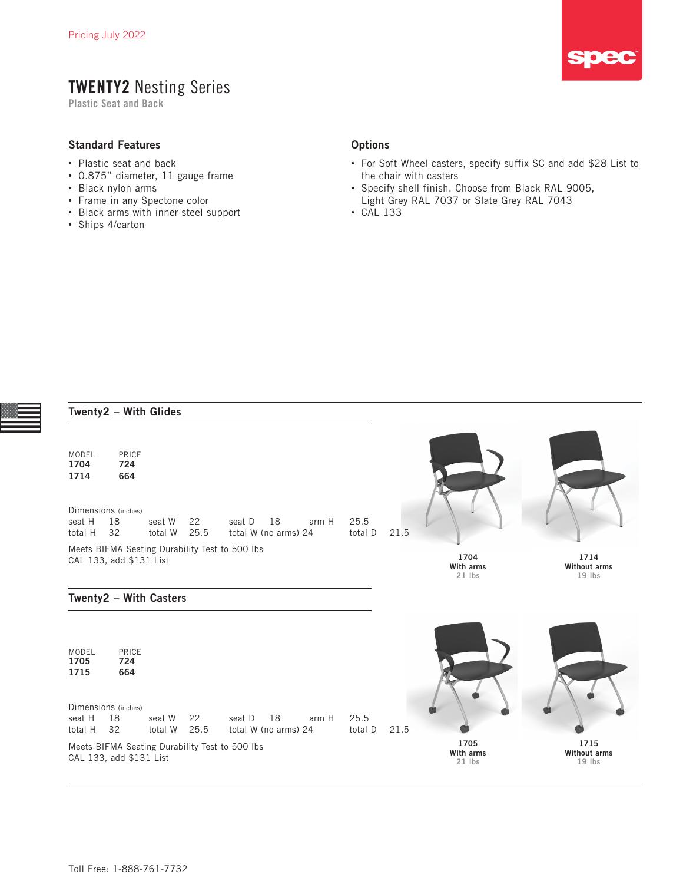Pricing July 2022

# TWENTY2 Nesting Series

Plastic Seat and Back

## Standard Features

- Plastic seat and back
- 0.875" diameter, 11 gauge frame
- Black nylon arms
- Frame in any Spectone color
- Black arms with inner steel support
- Ships 4/carton

## Options

- For Soft Wheel casters, specify suffix SC and add $28 List to the chair with casters
- Specify shell finish. Choose from Black RAL 9005, Light Grey RAL 7037 or Slate Grey RAL 7043
- CAL 133

## Twenty2 – With Glides

| MODEL | PRICE |
| --- | --- |
| **1704** | **724** |
| **1714** | **664** |

Dimensions (inches)

| | | | | | | | |
| --- | --- | --- | --- | --- | --- | --- | --- |
| seat H | 18 | seat W | 22 | seat D | 18 | arm H | 25.5 |
| total H | 32 | total W | 25.5 | total W (no arms) | 24 | total D | 21.5 |

Meets BIFMA Seating Durability Test to 500 lbs
CAL 133, add $131 List

**1704**
**With arms**
21 lbs

**1714**
**Without arms**
19 lbs

## Twenty2 – With Casters

| MODEL | PRICE |
| --- | --- |
| **1705** | **724** |
| **1715** | **664** |

Dimensions (inches)

| | | | | | | | |
| --- | --- | --- | --- | --- | --- | --- | --- |
| seat H | 18 | seat W | 22 | seat D | 18 | arm H | 25.5 |
| total H | 32 | total W | 25.5 | total W (no arms) | 24 | total D | 21.5 |

Meets BIFMA Seating Durability Test to 500 lbs
CAL 133, add $131 List

**1705**
**With arms**
21 lbs

**1715**
**Without arms**
19 lbs

Toll Free: 1-888-761-7732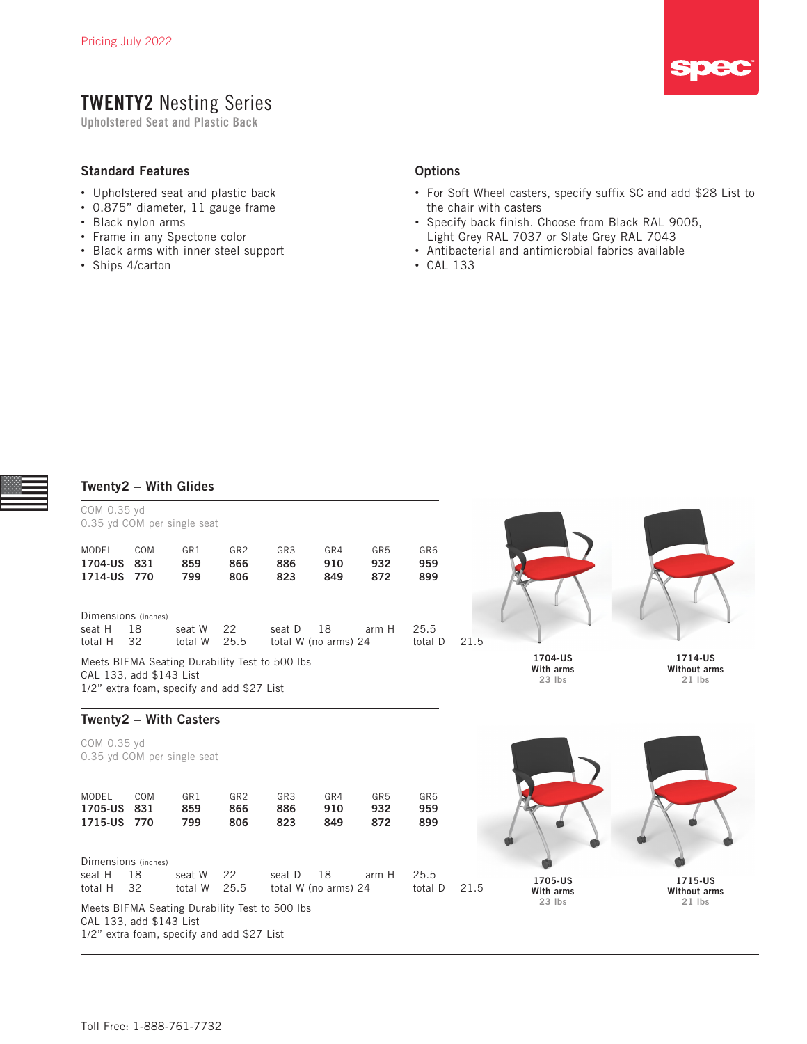Pricing July 2022

# TWENTY2 Nesting Series

Upholstered Seat and Plastic Back

## Standard Features

- Upholstered seat and plastic back
- 0.875" diameter, 11 gauge frame
- Black nylon arms
- Frame in any Spectone color
- Black arms with inner steel support
- Ships 4/carton

## Options

- For Soft Wheel casters, specify suffix SC and add $28 List to the chair with casters
- Specify back finish. Choose from Black RAL 9005, Light Grey RAL 7037 or Slate Grey RAL 7043
- Antibacterial and antimicrobial fabrics available
- CAL 133

## Twenty2 – With Glides

COM 0.35 yd
0.35 yd COM per single seat

| MODEL | COM | GR1 | GR2 | GR3 | GR4 | GR5 | GR6 |
|---|---|---|---|---|---|---|---|
| **1704-US** | **831** | **859** | **866** | **886** | **910** | **932** | **959** |
| **1714-US** | **770** | **799** | **806** | **823** | **849** | **872** | **899** |

Dimensions (inches)

| | | | | | | | |
|---|---|---|---|---|---|---|---|
| seat H | 18 | seat W | 22 | seat D | 18 | arm H | 25.5 |
| total H | 32 | total W | 25.5 | total W (no arms) | 24 | total D | 21.5 |

Meets BIFMA Seating Durability Test to 500 lbs
CAL 133, add $143 List
1/2" extra foam, specify and add $27 List

**1704-US**
**With arms**
23 lbs

**1714-US**
**Without arms**
21 lbs

## Twenty2 – With Casters

COM 0.35 yd
0.35 yd COM per single seat

| MODEL | COM | GR1 | GR2 | GR3 | GR4 | GR5 | GR6 |
|---|---|---|---|---|---|---|---|
| **1705-US** | **831** | **859** | **866** | **886** | **910** | **932** | **959** |
| **1715-US** | **770** | **799** | **806** | **823** | **849** | **872** | **899** |

Dimensions (inches)

| | | | | | | | |
|---|---|---|---|---|---|---|---|
| seat H | 18 | seat W | 22 | seat D | 18 | arm H | 25.5 |
| total H | 32 | total W | 25.5 | total W (no arms) | 24 | total D | 21.5 |

Meets BIFMA Seating Durability Test to 500 lbs
CAL 133, add $143 List
1/2" extra foam, specify and add $27 List

**1705-US**
**With arms**
23 lbs

**1715-US**
**Without arms**
21 lbs

Toll Free: 1-888-761-7732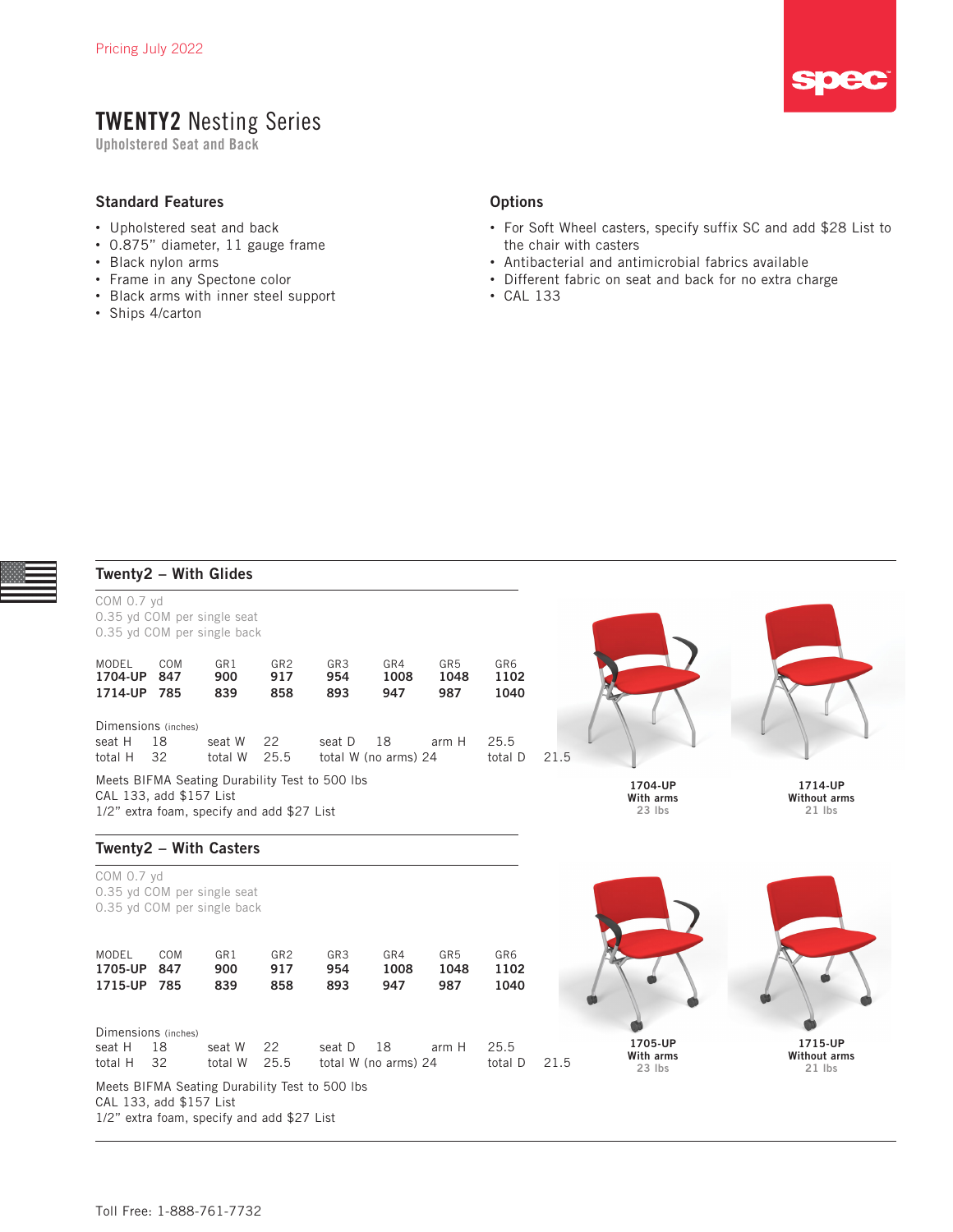Pricing July 2022

# TWENTY2 Nesting Series

Upholstered Seat and Back

### Standard Features

- Upholstered seat and back
- 0.875" diameter, 11 gauge frame
- Black nylon arms
- Frame in any Spectone color
- Black arms with inner steel support
- Ships 4/carton

### Options

- For Soft Wheel casters, specify suffix SC and add $28 List to the chair with casters
- Antibacterial and antimicrobial fabrics available
- Different fabric on seat and back for no extra charge
- CAL 133

## Twenty2 – With Glides

COM 0.7 yd
0.35 yd COM per single seat
0.35 yd COM per single back

| MODEL | COM | GR1 | GR2 | GR3 | GR4 | GR5 | GR6 |
|---|---|---|---|---|---|---|---|
| **1704-UP** | **847** | **900** | **917** | **954** | **1008** | **1048** | **1102** |
| **1714-UP** | **785** | **839** | **858** | **893** | **947** | **987** | **1040** |

Dimensions (inches)

| | | | | | | | |
|---|---|---|---|---|---|---|---|
| seat H | 18 | seat W | 22 | seat D | 18 | arm H | 25.5 |
| total H | 32 | total W | 25.5 | total W (no arms) | 24 | total D | 21.5 |

Meets BIFMA Seating Durability Test to 500 lbs
CAL 133, add $157 List
1/2" extra foam, specify and add $27 List

**1704-UP**
**With arms**
23 lbs

**1714-UP**
**Without arms**
21 lbs

## Twenty2 – With Casters

COM 0.7 yd
0.35 yd COM per single seat
0.35 yd COM per single back

| MODEL | COM | GR1 | GR2 | GR3 | GR4 | GR5 | GR6 |
|---|---|---|---|---|---|---|---|
| **1705-UP** | **847** | **900** | **917** | **954** | **1008** | **1048** | **1102** |
| **1715-UP** | **785** | **839** | **858** | **893** | **947** | **987** | **1040** |

Dimensions (inches)

| | | | | | | | |
|---|---|---|---|---|---|---|---|
| seat H | 18 | seat W | 22 | seat D | 18 | arm H | 25.5 |
| total H | 32 | total W | 25.5 | total W (no arms) | 24 | total D | 21.5 |

Meets BIFMA Seating Durability Test to 500 lbs
CAL 133, add $157 List
1/2" extra foam, specify and add $27 List

**1705-UP**
**With arms**
23 lbs

**1715-UP**
**Without arms**
21 lbs

Toll Free: 1-888-761-7732